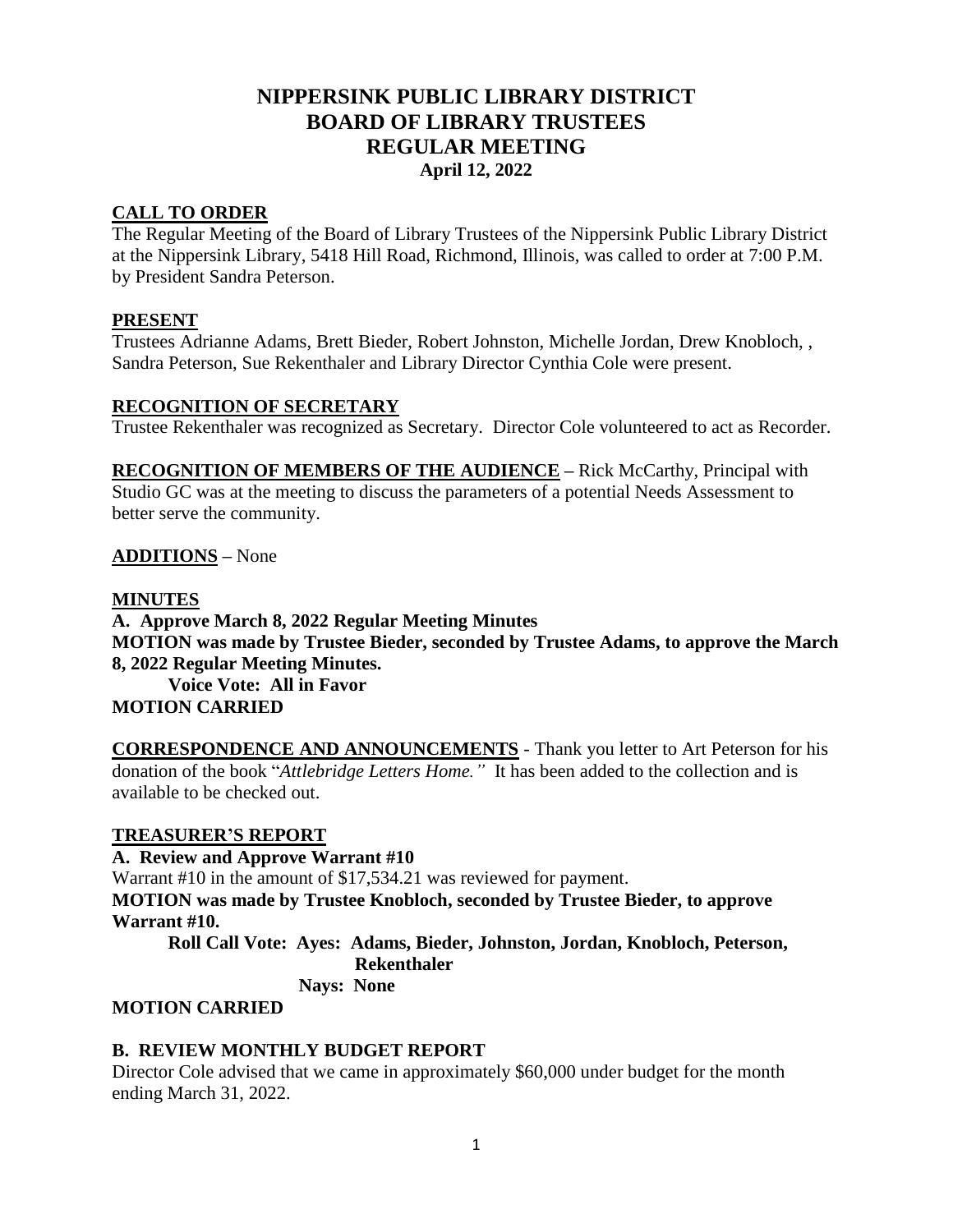# NIPPERSINK PUBLIC LIBRARY DISTRICT
# BOARD OF LIBRARY TRUSTEES
# REGULAR MEETING
### April 12, 2022

## CALL TO ORDER

The Regular Meeting of the Board of Library Trustees of the Nippersink Public Library District at the Nippersink Library, 5418 Hill Road, Richmond, Illinois, was called to order at 7:00 P.M. by President Sandra Peterson.

## PRESENT

Trustees Adrianne Adams, Brett Bieder, Robert Johnston, Michelle Jordan, Drew Knobloch, , Sandra Peterson, Sue Rekenthaler and Library Director Cynthia Cole were present.

## RECOGNITION OF SECRETARY

Trustee Rekenthaler was recognized as Secretary. Director Cole volunteered to act as Recorder.

**RECOGNITION OF MEMBERS OF THE AUDIENCE** – Rick McCarthy, Principal with Studio GC was at the meeting to discuss the parameters of a potential Needs Assessment to better serve the community.

**ADDITIONS** – None

## MINUTES

**A. Approve March 8, 2022 Regular Meeting Minutes**

**MOTION was made by Trustee Bieder, seconded by Trustee Adams, to approve the March 8, 2022 Regular Meeting Minutes.**

**Voice Vote: All in Favor**

**MOTION CARRIED**

**CORRESPONDENCE AND ANNOUNCEMENTS** - Thank you letter to Art Peterson for his donation of the book "*Attlebridge Letters Home.*" It has been added to the collection and is available to be checked out.

## TREASURER'S REPORT

**A. Review and Approve Warrant #10**

Warrant #10 in the amount of $17,534.21 was reviewed for payment.

**MOTION was made by Trustee Knobloch, seconded by Trustee Bieder, to approve Warrant #10.**

**Roll Call Vote: Ayes: Adams, Bieder, Johnston, Jordan, Knobloch, Peterson, Rekenthaler**

**Nays: None**

**MOTION CARRIED**

## B. REVIEW MONTHLY BUDGET REPORT

Director Cole advised that we came in approximately $60,000 under budget for the month ending March 31, 2022.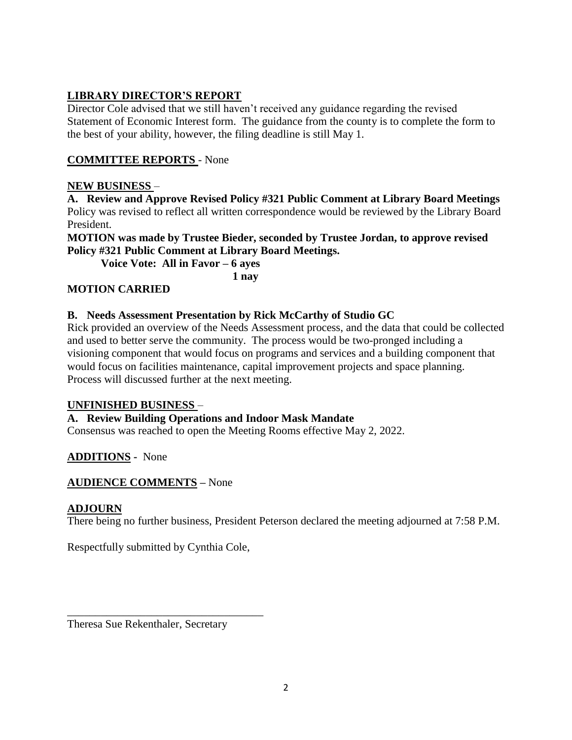## LIBRARY DIRECTOR'S REPORT

Director Cole advised that we still haven't received any guidance regarding the revised Statement of Economic Interest form. The guidance from the county is to complete the form to the best of your ability, however, the filing deadline is still May 1.

## COMMITTEE REPORTS - None

## NEW BUSINESS –

**A. Review and Approve Revised Policy #321 Public Comment at Library Board Meetings**

Policy was revised to reflect all written correspondence would be reviewed by the Library Board President.

**MOTION was made by Trustee Bieder, seconded by Trustee Jordan, to approve revised Policy #321 Public Comment at Library Board Meetings.**

**Voice Vote: All in Favor – 6 ayes**
**1 nay**

**MOTION CARRIED**

**B. Needs Assessment Presentation by Rick McCarthy of Studio GC**

Rick provided an overview of the Needs Assessment process, and the data that could be collected and used to better serve the community. The process would be two-pronged including a visioning component that would focus on programs and services and a building component that would focus on facilities maintenance, capital improvement projects and space planning. Process will discussed further at the next meeting.

## UNFINISHED BUSINESS –

**A. Review Building Operations and Indoor Mask Mandate**

Consensus was reached to open the Meeting Rooms effective May 2, 2022.

## ADDITIONS - None

## AUDIENCE COMMENTS – None

## ADJOURN

There being no further business, President Peterson declared the meeting adjourned at 7:58 P.M.

Respectfully submitted by Cynthia Cole,

___________________________________

Theresa Sue Rekenthaler, Secretary